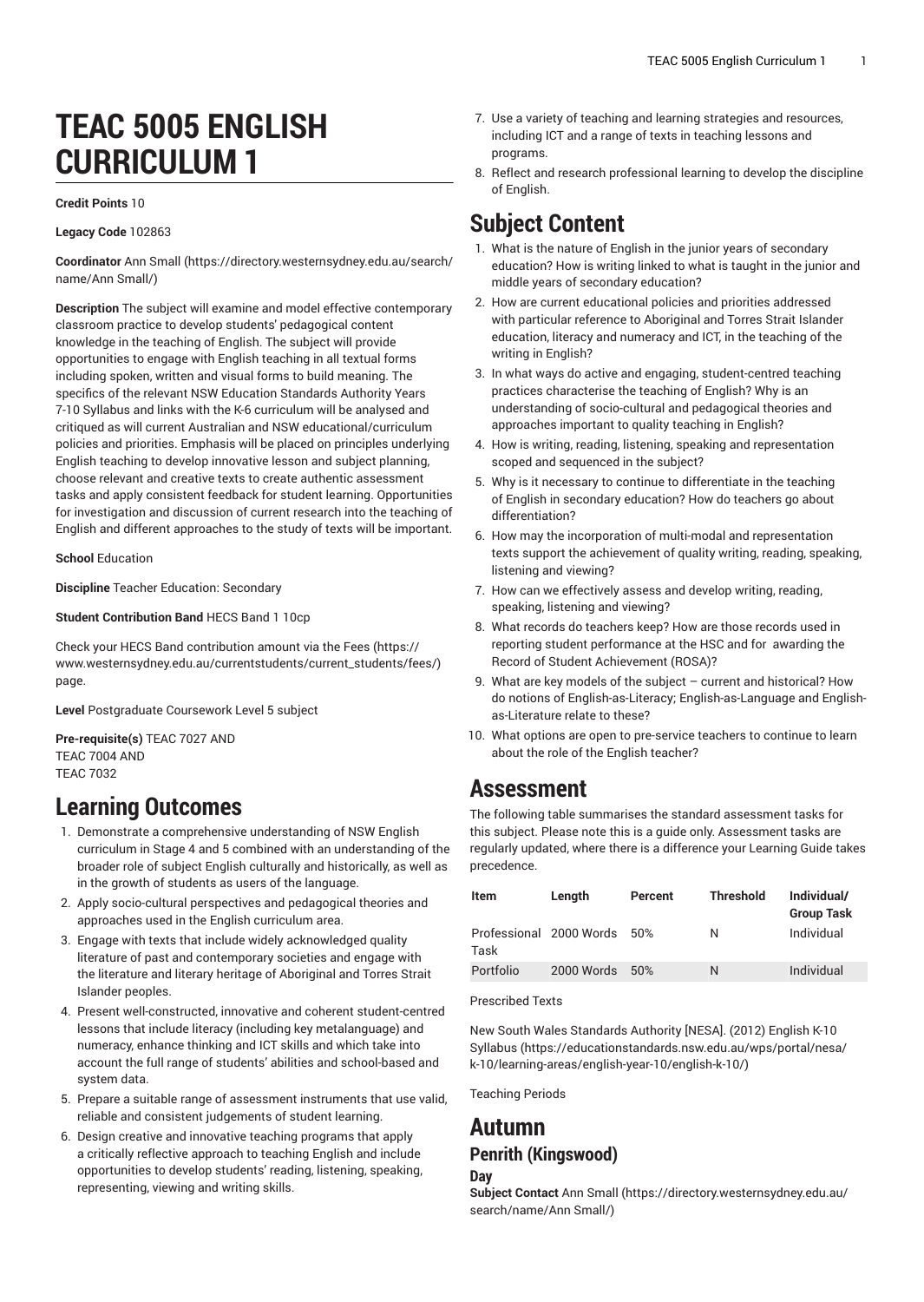# TEAC 5005 ENGLISH CURRICULUM 1

**Credit Points** 10

**Legacy Code** 102863

**Coordinator** Ann Small (https://directory.westernsydney.edu.au/search/name/Ann Small/)

**Description** The subject will examine and model effective contemporary classroom practice to develop students' pedagogical content knowledge in the teaching of English. The subject will provide opportunities to engage with English teaching in all textual forms including spoken, written and visual forms to build meaning. The specifics of the relevant NSW Education Standards Authority Years 7-10 Syllabus and links with the K-6 curriculum will be analysed and critiqued as will current Australian and NSW educational/curriculum policies and priorities. Emphasis will be placed on principles underlying English teaching to develop innovative lesson and subject planning, choose relevant and creative texts to create authentic assessment tasks and apply consistent feedback for student learning. Opportunities for investigation and discussion of current research into the teaching of English and different approaches to the study of texts will be important.

**School** Education

**Discipline** Teacher Education: Secondary

**Student Contribution Band** HECS Band 1 10cp

Check your HECS Band contribution amount via the Fees (https://www.westernsydney.edu.au/currentstudents/current_students/fees/) page.

**Level** Postgraduate Coursework Level 5 subject

**Pre-requisite(s)** TEAC 7027 AND
TEAC 7004 AND
TEAC 7032

## Learning Outcomes

1. Demonstrate a comprehensive understanding of NSW English curriculum in Stage 4 and 5 combined with an understanding of the broader role of subject English culturally and historically, as well as in the growth of students as users of the language.
2. Apply socio-cultural perspectives and pedagogical theories and approaches used in the English curriculum area.
3. Engage with texts that include widely acknowledged quality literature of past and contemporary societies and engage with the literature and literary heritage of Aboriginal and Torres Strait Islander peoples.
4. Present well-constructed, innovative and coherent student-centred lessons that include literacy (including key metalanguage) and numeracy, enhance thinking and ICT skills and which take into account the full range of students' abilities and school-based and system data.
5. Prepare a suitable range of assessment instruments that use valid, reliable and consistent judgements of student learning.
6. Design creative and innovative teaching programs that apply a critically reflective approach to teaching English and include opportunities to develop students' reading, listening, speaking, representing, viewing and writing skills.
7. Use a variety of teaching and learning strategies and resources, including ICT and a range of texts in teaching lessons and programs.
8. Reflect and research professional learning to develop the discipline of English.

## Subject Content

1. What is the nature of English in the junior years of secondary education? How is writing linked to what is taught in the junior and middle years of secondary education?
2. How are current educational policies and priorities addressed with particular reference to Aboriginal and Torres Strait Islander education, literacy and numeracy and ICT, in the teaching of the writing in English?
3. In what ways do active and engaging, student-centred teaching practices characterise the teaching of English? Why is an understanding of socio-cultural and pedagogical theories and approaches important to quality teaching in English?
4. How is writing, reading, listening, speaking and representation scoped and sequenced in the subject?
5. Why is it necessary to continue to differentiate in the teaching of English in secondary education? How do teachers go about differentiation?
6. How may the incorporation of multi-modal and representation texts support the achievement of quality writing, reading, speaking, listening and viewing?
7. How can we effectively assess and develop writing, reading, speaking, listening and viewing?
8. What records do teachers keep? How are those records used in reporting student performance at the HSC and for awarding the Record of Student Achievement (ROSA)?
9. What are key models of the subject – current and historical? How do notions of English-as-Literacy; English-as-Language and English-as-Literature relate to these?
10. What options are open to pre-service teachers to continue to learn about the role of the English teacher?

## Assessment

The following table summarises the standard assessment tasks for this subject. Please note this is a guide only. Assessment tasks are regularly updated, where there is a difference your Learning Guide takes precedence.

| Item | Length | Percent | Threshold | Individual/ Group Task |
|---|---|---|---|---|
| Professional Task | 2000 Words | 50% | N | Individual |
| Portfolio | 2000 Words | 50% | N | Individual |

Prescribed Texts

New South Wales Standards Authority [NESA]. (2012) English K-10 Syllabus (https://educationstandards.nsw.edu.au/wps/portal/nesa/k-10/learning-areas/english-year-10/english-k-10/)

Teaching Periods

# Autumn

## Penrith (Kingswood)

### Day

**Subject Contact** Ann Small (https://directory.westernsydney.edu.au/search/name/Ann Small/)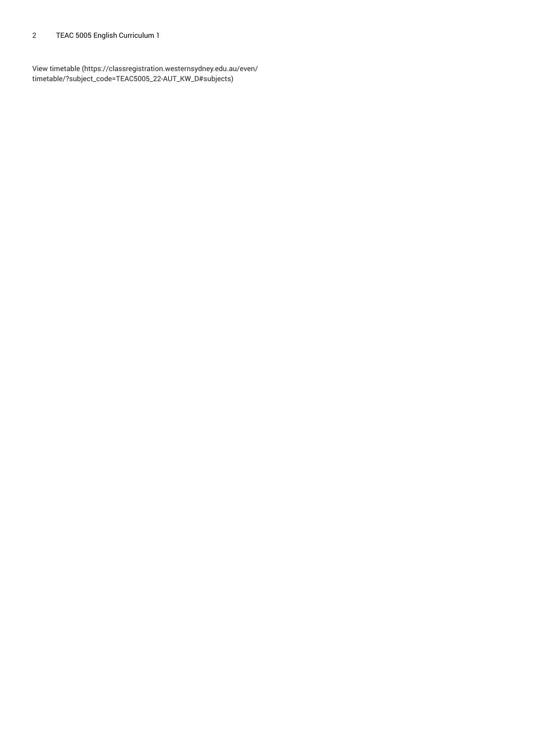View timetable (https://classregistration.westernsydney.edu.au/even/timetable/?subject_code=TEAC5005_22-AUT_KW_D#subjects)